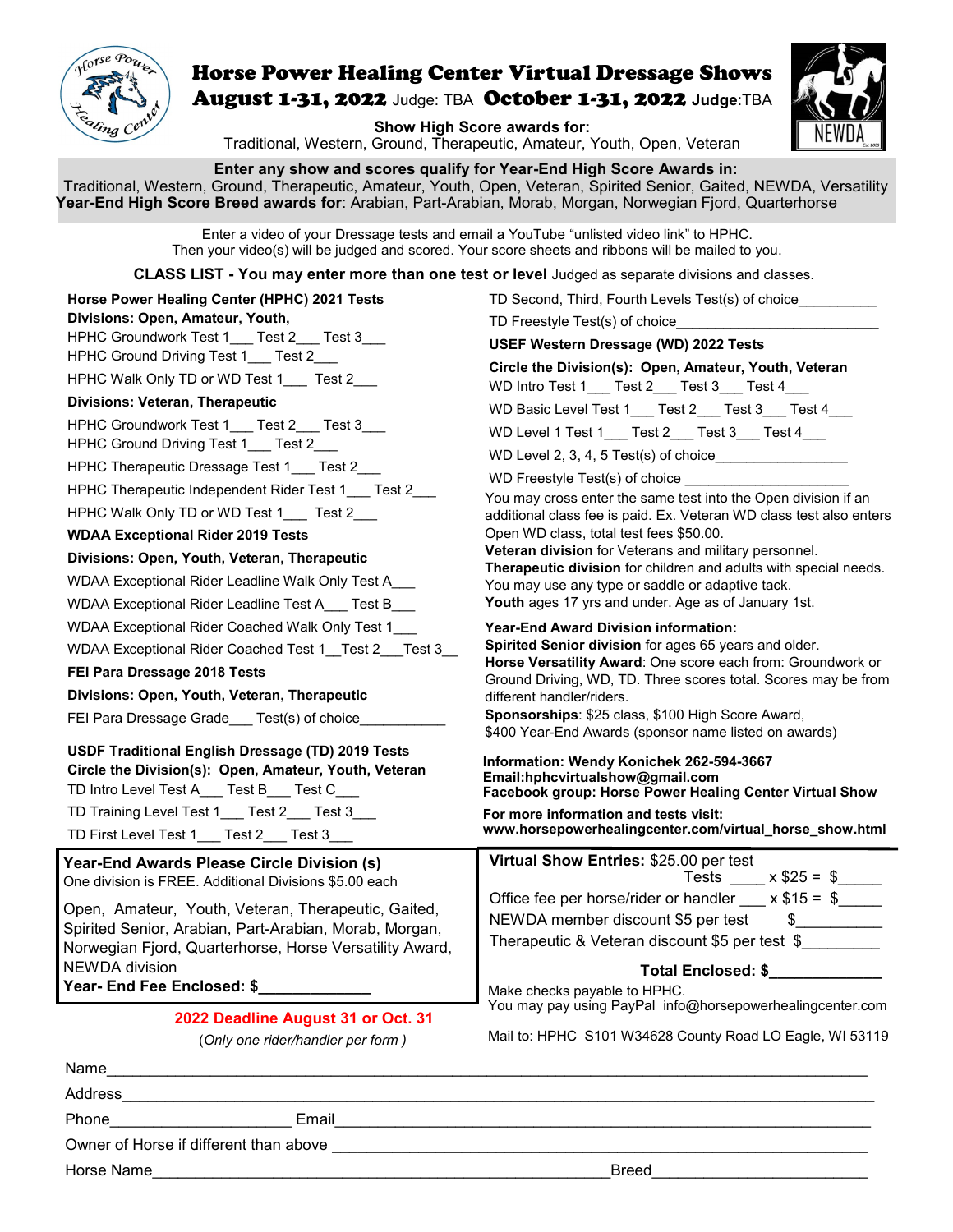# Horse Power Healing Center Virtual Dressage Shows

**August 1-31, 2022** Judge: TBA **October 1-31, 2022** Judge: TBA

**Show High Score awards for:**
Traditional, Western, Ground, Therapeutic, Amateur, Youth, Open, Veteran

**Enter any show and scores qualify for Year-End High Score Awards in:**
Traditional, Western, Ground, Therapeutic, Amateur, Youth, Open, Veteran, Spirited Senior, Gaited, NEWDA, Versatility
**Year-End High Score Breed awards for**: Arabian, Part-Arabian, Morab, Morgan, Norwegian Fjord, Quarterhorse

Enter a video of your Dressage tests and email a YouTube "unlisted video link" to HPHC.
Then your video(s) will be judged and scored. Your score sheets and ribbons will be mailed to you.

**CLASS LIST - You may enter more than one test or level** Judged as separate divisions and classes.

**Horse Power Healing Center (HPHC) 2021 Tests**
**Divisions: Open, Amateur, Youth,**
HPHC Groundwork Test 1___ Test 2___ Test 3___
HPHC Ground Driving Test 1___ Test 2___
HPHC Walk Only TD or WD Test 1___ Test 2___

**Divisions: Veteran, Therapeutic**
HPHC Groundwork Test 1___ Test 2___ Test 3___
HPHC Ground Driving Test 1___ Test 2___
HPHC Therapeutic Dressage Test 1___ Test 2___
HPHC Therapeutic Independent Rider Test 1___ Test 2___
HPHC Walk Only TD or WD Test 1___ Test 2___

**WDAA Exceptional Rider 2019 Tests**
**Divisions: Open, Youth, Veteran, Therapeutic**
WDAA Exceptional Rider Leadline Walk Only Test A___
WDAA Exceptional Rider Leadline Test A___ Test B___
WDAA Exceptional Rider Coached Walk Only Test 1___
WDAA Exceptional Rider Coached Test 1___Test 2___Test 3__

**FEI Para Dressage 2018 Tests**
**Divisions: Open, Youth, Veteran, Therapeutic**
FEI Para Dressage Grade___ Test(s) of choice__________

**USDF Traditional English Dressage (TD) 2019 Tests**
**Circle the Division(s): Open, Amateur, Youth, Veteran**
TD Intro Level Test A___ Test B___ Test C___
TD Training Level Test 1___ Test 2___ Test 3___
TD First Level Test 1___ Test 2___ Test 3___
TD Second, Third, Fourth Levels Test(s) of choice__________
TD Freestyle Test(s) of choice__________________________

**USEF Western Dressage (WD) 2022 Tests**
**Circle the Division(s): Open, Amateur, Youth, Veteran**
WD Intro Test 1___ Test 2___ Test 3___ Test 4___
WD Basic Level Test 1___ Test 2___ Test 3___ Test 4___
WD Level 1 Test 1___ Test 2___ Test 3___ Test 4___
WD Level 2, 3, 4, 5 Test(s) of choice________________
WD Freestyle Test(s) of choice ____________________

You may cross enter the same test into the Open division if an additional class fee is paid. Ex. Veteran WD class test also enters Open WD class, total test fees $50.00.
**Veteran division** for Veterans and military personnel.
**Therapeutic division** for children and adults with special needs. You may use any type or saddle or adaptive tack.
**Youth** ages 17 yrs and under. Age as of January 1st.

**Year-End Award Division information:**
**Spirited Senior division** for ages 65 years and older.
**Horse Versatility Award**: One score each from: Groundwork or Ground Driving, WD, TD. Three scores total. Scores may be from different handler/riders.
**Sponsorships**: $25 class, $100 High Score Award, $400 Year-End Awards (sponsor name listed on awards)

**Information: Wendy Konichek 262-594-3667**
**Email:hphcvirtualshow@gmail.com**
**Facebook group: Horse Power Healing Center Virtual Show**
**For more information and tests visit:**
**www.horsepowerhealingcenter.com/virtual_horse_show.html**

**Year-End Awards Please Circle Division (s)**
One division is FREE. Additional Divisions $5.00 each

Open, Amateur, Youth, Veteran, Therapeutic, Gaited, Spirited Senior, Arabian, Part-Arabian, Morab, Morgan, Norwegian Fjord, Quarterhorse, Horse Versatility Award, NEWDA division
**Year- End Fee Enclosed: $_____________**

**Virtual Show Entries:** $25.00 per test
Tests ____ x $25 = $_____
Office fee per horse/rider or handler ___ x $15 = $_____
NEWDA member discount $5 per test $_________
Therapeutic & Veteran discount $5 per test $_________

**Total Enclosed: $_____________**

Make checks payable to HPHC.
You may pay using PayPal info@horsepowerhealingcenter.com

Mail to: HPHC S101 W34628 County Road LO Eagle, WI 53119

**2022 Deadline August 31 or Oct. 31**
(*Only one rider/handler per form* )

Name______________________________________________________________________________
Address____________________________________________________________________________
Phone_____________________ Email__________________________________________________
Owner of Horse if different than above ______________________________________________
Horse Name_________________________________________ Breed_________________________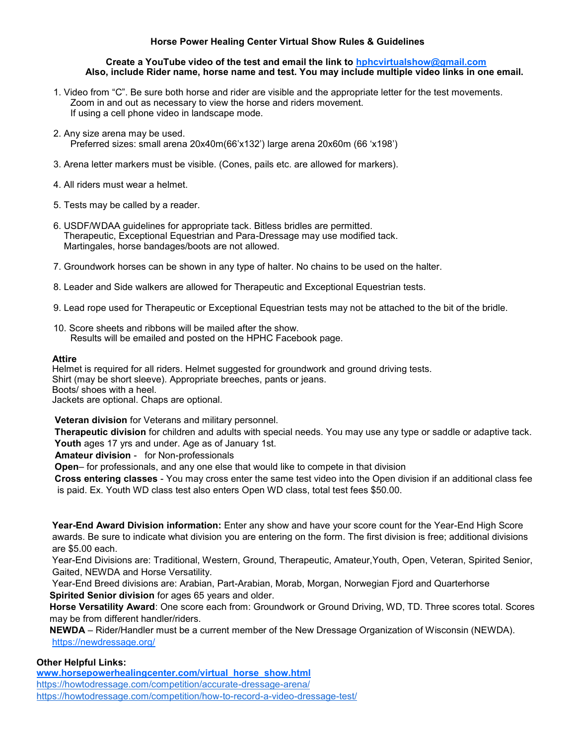# Horse Power Healing Center Virtual Show Rules & Guidelines

**Create a YouTube video of the test and email the link to [hphcvirtualshow@gmail.com](mailto:hphcvirtualshow@gmail.com)**
**Also, include Rider name, horse name and test. You may include multiple video links in one email.**

1. Video from "C". Be sure both horse and rider are visible and the appropriate letter for the test movements.
   Zoom in and out as necessary to view the horse and riders movement.
   If using a cell phone video in landscape mode.

2. Any size arena may be used.
   Preferred sizes: small arena 20x40m(66'x132') large arena 20x60m (66 'x198')

3. Arena letter markers must be visible. (Cones, pails etc. are allowed for markers).

4. All riders must wear a helmet.

5. Tests may be called by a reader.

6. USDF/WDAA guidelines for appropriate tack. Bitless bridles are permitted.
   Therapeutic, Exceptional Equestrian and Para-Dressage may use modified tack.
   Martingales, horse bandages/boots are not allowed.

7. Groundwork horses can be shown in any type of halter. No chains to be used on the halter.

8. Leader and Side walkers are allowed for Therapeutic and Exceptional Equestrian tests.

9. Lead rope used for Therapeutic or Exceptional Equestrian tests may not be attached to the bit of the bridle.

10. Score sheets and ribbons will be mailed after the show.
    Results will be emailed and posted on the HPHC Facebook page.

**Attire**
Helmet is required for all riders. Helmet suggested for groundwork and ground driving tests.
Shirt (may be short sleeve). Appropriate breeches, pants or jeans.
Boots/ shoes with a heel.
Jackets are optional. Chaps are optional.

**Veteran division** for Veterans and military personnel.
**Therapeutic division** for children and adults with special needs. You may use any type or saddle or adaptive tack.
**Youth** ages 17 yrs and under. Age as of January 1st.
**Amateur division** - for Non-professionals
**Open**– for professionals, and any one else that would like to compete in that division
**Cross entering classes** - You may cross enter the same test video into the Open division if an additional class fee is paid. Ex. Youth WD class test also enters Open WD class, total test fees $50.00.

**Year-End Award Division information:** Enter any show and have your score count for the Year-End High Score awards. Be sure to indicate what division you are entering on the form. The first division is free; additional divisions are $5.00 each.
Year-End Divisions are: Traditional, Western, Ground, Therapeutic, Amateur,Youth, Open, Veteran, Spirited Senior, Gaited, NEWDA and Horse Versatility.
Year-End Breed divisions are: Arabian, Part-Arabian, Morab, Morgan, Norwegian Fjord and Quarterhorse
**Spirited Senior division** for ages 65 years and older.
**Horse Versatility Award**: One score each from: Groundwork or Ground Driving, WD, TD. Three scores total. Scores may be from different handler/riders.
**NEWDA** – Rider/Handler must be a current member of the New Dressage Organization of Wisconsin (NEWDA).
[https://newdressage.org/](https://newdressage.org/)

**Other Helpful Links:**
**[www.horsepowerhealingcenter.com/virtual_horse_show.html](http://www.horsepowerhealingcenter.com/virtual_horse_show.html)**
[https://howtodressage.com/competition/accurate-dressage-arena/](https://howtodressage.com/competition/accurate-dressage-arena/)
[https://howtodressage.com/competition/how-to-record-a-video-dressage-test/](https://howtodressage.com/competition/how-to-record-a-video-dressage-test/)